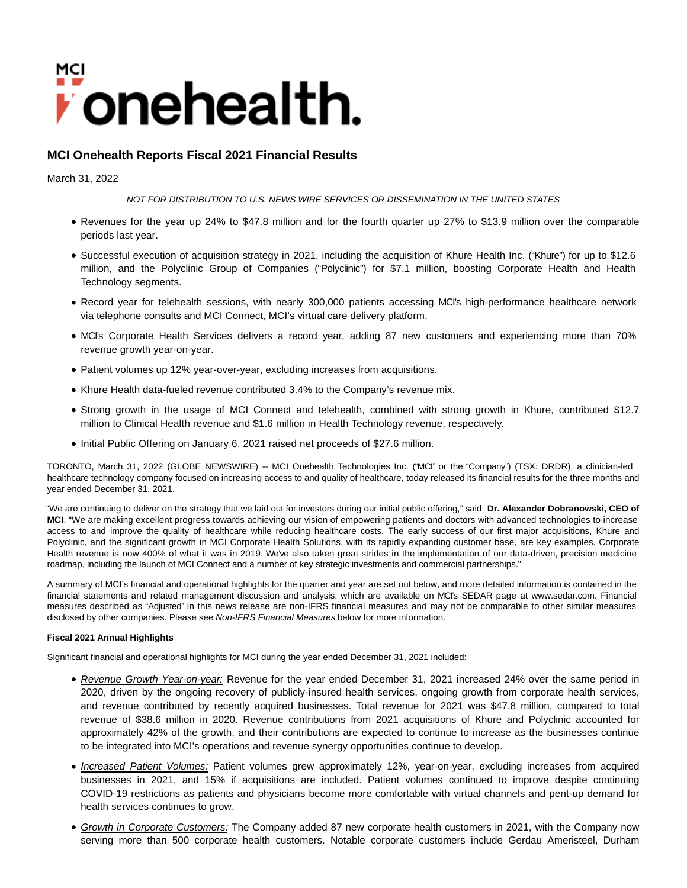MCI onehealth.

## MCI Onehealth Reports Fiscal 2021 Financial Results

March 31, 2022

*NOT FOR DISTRIBUTION TO U.S. NEWS WIRE SERVICES OR DISSEMINATION IN THE UNITED STATES*

- Revenues for the year up 24% to $47.8 million and for the fourth quarter up 27% to $13.9 million over the comparable periods last year.
- Successful execution of acquisition strategy in 2021, including the acquisition of Khure Health Inc. ("Khure") for up to $12.6 million, and the Polyclinic Group of Companies ("Polyclinic") for $7.1 million, boosting Corporate Health and Health Technology segments.
- Record year for telehealth sessions, with nearly 300,000 patients accessing MCI's high-performance healthcare network via telephone consults and MCI Connect, MCI's virtual care delivery platform.
- MCI's Corporate Health Services delivers a record year, adding 87 new customers and experiencing more than 70% revenue growth year-on-year.
- Patient volumes up 12% year-over-year, excluding increases from acquisitions.
- Khure Health data-fueled revenue contributed 3.4% to the Company's revenue mix.
- Strong growth in the usage of MCI Connect and telehealth, combined with strong growth in Khure, contributed $12.7 million to Clinical Health revenue and $1.6 million in Health Technology revenue, respectively.
- Initial Public Offering on January 6, 2021 raised net proceeds of $27.6 million.

TORONTO, March 31, 2022 (GLOBE NEWSWIRE) -- MCI Onehealth Technologies Inc. ("MCI" or the "Company") (TSX: DRDR), a clinician-led healthcare technology company focused on increasing access to and quality of healthcare, today released its financial results for the three months and year ended December 31, 2021.

"We are continuing to deliver on the strategy that we laid out for investors during our initial public offering," said **Dr. Alexander Dobranowski, CEO of MCI**. "We are making excellent progress towards achieving our vision of empowering patients and doctors with advanced technologies to increase access to and improve the quality of healthcare while reducing healthcare costs. The early success of our first major acquisitions, Khure and Polyclinic, and the significant growth in MCI Corporate Health Solutions, with its rapidly expanding customer base, are key examples. Corporate Health revenue is now 400% of what it was in 2019. We've also taken great strides in the implementation of our data-driven, precision medicine roadmap, including the launch of MCI Connect and a number of key strategic investments and commercial partnerships."

A summary of MCI's financial and operational highlights for the quarter and year are set out below, and more detailed information is contained in the financial statements and related management discussion and analysis, which are available on MCI's SEDAR page at www.sedar.com. Financial measures described as "Adjusted" in this news release are non-IFRS financial measures and may not be comparable to other similar measures disclosed by other companies. Please see *Non-IFRS Financial Measures* below for more information.

#### Fiscal 2021 Annual Highlights

Significant financial and operational highlights for MCI during the year ended December 31, 2021 included:

- *Revenue Growth Year-on-year:* Revenue for the year ended December 31, 2021 increased 24% over the same period in 2020, driven by the ongoing recovery of publicly-insured health services, ongoing growth from corporate health services, and revenue contributed by recently acquired businesses. Total revenue for 2021 was $47.8 million, compared to total revenue of $38.6 million in 2020. Revenue contributions from 2021 acquisitions of Khure and Polyclinic accounted for approximately 42% of the growth, and their contributions are expected to continue to increase as the businesses continue to be integrated into MCI's operations and revenue synergy opportunities continue to develop.
- *Increased Patient Volumes:* Patient volumes grew approximately 12%, year-on-year, excluding increases from acquired businesses in 2021, and 15% if acquisitions are included. Patient volumes continued to improve despite continuing COVID-19 restrictions as patients and physicians become more comfortable with virtual channels and pent-up demand for health services continues to grow.
- *Growth in Corporate Customers:* The Company added 87 new corporate health customers in 2021, with the Company now serving more than 500 corporate health customers. Notable corporate customers include Gerdau Ameristeel, Durham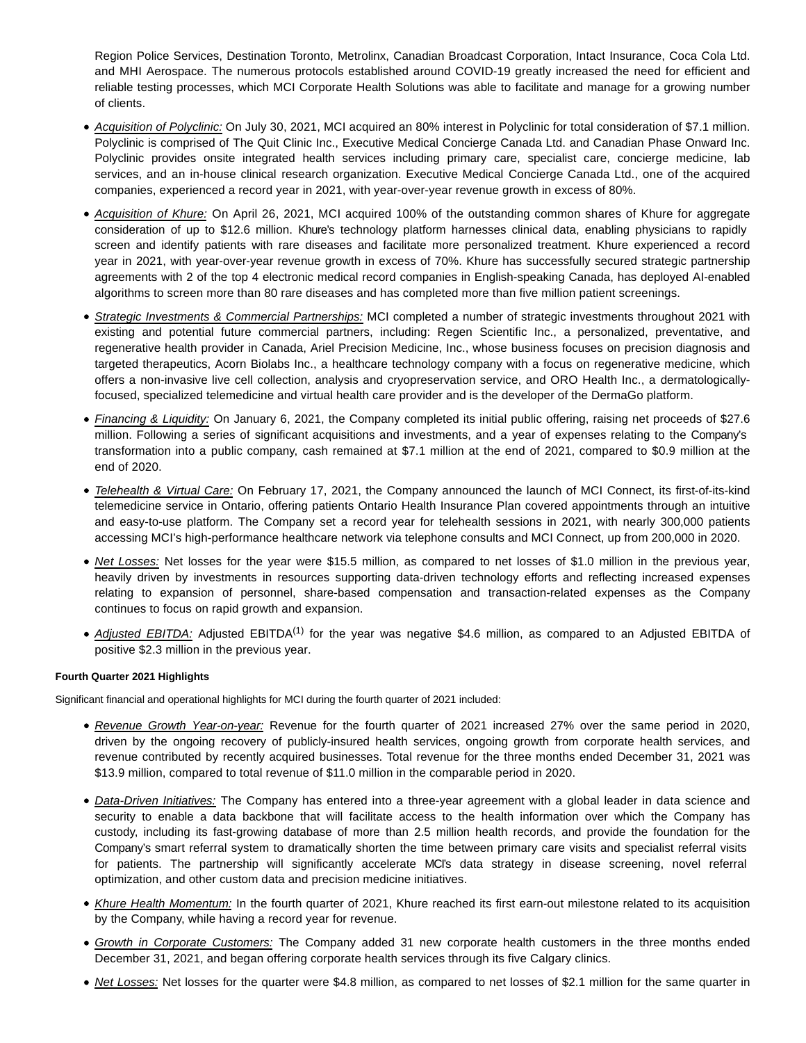Region Police Services, Destination Toronto, Metrolinx, Canadian Broadcast Corporation, Intact Insurance, Coca Cola Ltd. and MHI Aerospace. The numerous protocols established around COVID-19 greatly increased the need for efficient and reliable testing processes, which MCI Corporate Health Solutions was able to facilitate and manage for a growing number of clients.

- *Acquisition of Polyclinic:* On July 30, 2021, MCI acquired an 80% interest in Polyclinic for total consideration of $7.1 million. Polyclinic is comprised of The Quit Clinic Inc., Executive Medical Concierge Canada Ltd. and Canadian Phase Onward Inc. Polyclinic provides onsite integrated health services including primary care, specialist care, concierge medicine, lab services, and an in-house clinical research organization. Executive Medical Concierge Canada Ltd., one of the acquired companies, experienced a record year in 2021, with year-over-year revenue growth in excess of 80%.
- *Acquisition of Khure:* On April 26, 2021, MCI acquired 100% of the outstanding common shares of Khure for aggregate consideration of up to $12.6 million. Khure's technology platform harnesses clinical data, enabling physicians to rapidly screen and identify patients with rare diseases and facilitate more personalized treatment. Khure experienced a record year in 2021, with year-over-year revenue growth in excess of 70%. Khure has successfully secured strategic partnership agreements with 2 of the top 4 electronic medical record companies in English-speaking Canada, has deployed AI-enabled algorithms to screen more than 80 rare diseases and has completed more than five million patient screenings.
- *Strategic Investments & Commercial Partnerships:* MCI completed a number of strategic investments throughout 2021 with existing and potential future commercial partners, including: Regen Scientific Inc., a personalized, preventative, and regenerative health provider in Canada, Ariel Precision Medicine, Inc., whose business focuses on precision diagnosis and targeted therapeutics, Acorn Biolabs Inc., a healthcare technology company with a focus on regenerative medicine, which offers a non-invasive live cell collection, analysis and cryopreservation service, and ORO Health Inc., a dermatologically-focused, specialized telemedicine and virtual health care provider and is the developer of the DermaGo platform.
- *Financing & Liquidity:* On January 6, 2021, the Company completed its initial public offering, raising net proceeds of $27.6 million. Following a series of significant acquisitions and investments, and a year of expenses relating to the Company's transformation into a public company, cash remained at $7.1 million at the end of 2021, compared to $0.9 million at the end of 2020.
- *Telehealth & Virtual Care:* On February 17, 2021, the Company announced the launch of MCI Connect, its first-of-its-kind telemedicine service in Ontario, offering patients Ontario Health Insurance Plan covered appointments through an intuitive and easy-to-use platform. The Company set a record year for telehealth sessions in 2021, with nearly 300,000 patients accessing MCI's high-performance healthcare network via telephone consults and MCI Connect, up from 200,000 in 2020.
- *Net Losses:* Net losses for the year were $15.5 million, as compared to net losses of $1.0 million in the previous year, heavily driven by investments in resources supporting data-driven technology efforts and reflecting increased expenses relating to expansion of personnel, share-based compensation and transaction-related expenses as the Company continues to focus on rapid growth and expansion.
- *Adjusted EBITDA:* Adjusted EBITDA(1) for the year was negative $4.6 million, as compared to an Adjusted EBITDA of positive $2.3 million in the previous year.

**Fourth Quarter 2021 Highlights**

Significant financial and operational highlights for MCI during the fourth quarter of 2021 included:

- *Revenue Growth Year-on-year:* Revenue for the fourth quarter of 2021 increased 27% over the same period in 2020, driven by the ongoing recovery of publicly-insured health services, ongoing growth from corporate health services, and revenue contributed by recently acquired businesses. Total revenue for the three months ended December 31, 2021 was $13.9 million, compared to total revenue of $11.0 million in the comparable period in 2020.
- *Data-Driven Initiatives:* The Company has entered into a three-year agreement with a global leader in data science and security to enable a data backbone that will facilitate access to the health information over which the Company has custody, including its fast-growing database of more than 2.5 million health records, and provide the foundation for the Company's smart referral system to dramatically shorten the time between primary care visits and specialist referral visits for patients. The partnership will significantly accelerate MCI's data strategy in disease screening, novel referral optimization, and other custom data and precision medicine initiatives.
- *Khure Health Momentum:* In the fourth quarter of 2021, Khure reached its first earn-out milestone related to its acquisition by the Company, while having a record year for revenue.
- *Growth in Corporate Customers:* The Company added 31 new corporate health customers in the three months ended December 31, 2021, and began offering corporate health services through its five Calgary clinics.
- *Net Losses:* Net losses for the quarter were $4.8 million, as compared to net losses of $2.1 million for the same quarter in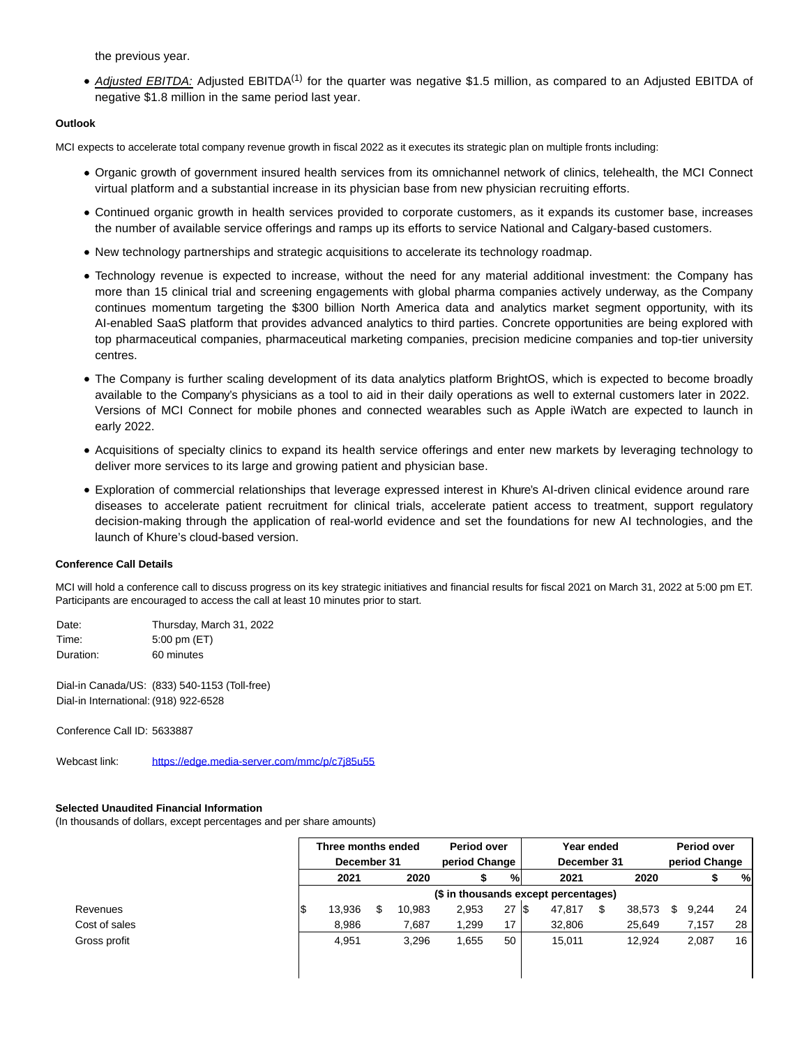the previous year.

- *Adjusted EBITDA:* Adjusted EBITDA[(1)] for the quarter was negative $1.5 million, as compared to an Adjusted EBITDA of negative $1.8 million in the same period last year.

**Outlook**

MCI expects to accelerate total company revenue growth in fiscal 2022 as it executes its strategic plan on multiple fronts including:

- Organic growth of government insured health services from its omnichannel network of clinics, telehealth, the MCI Connect virtual platform and a substantial increase in its physician base from new physician recruiting efforts.
- Continued organic growth in health services provided to corporate customers, as it expands its customer base, increases the number of available service offerings and ramps up its efforts to service National and Calgary-based customers.
- New technology partnerships and strategic acquisitions to accelerate its technology roadmap.
- Technology revenue is expected to increase, without the need for any material additional investment: the Company has more than 15 clinical trial and screening engagements with global pharma companies actively underway, as the Company continues momentum targeting the $300 billion North America data and analytics market segment opportunity, with its AI-enabled SaaS platform that provides advanced analytics to third parties. Concrete opportunities are being explored with top pharmaceutical companies, pharmaceutical marketing companies, precision medicine companies and top-tier university centres.
- The Company is further scaling development of its data analytics platform BrightOS, which is expected to become broadly available to the Company's physicians as a tool to aid in their daily operations as well to external customers later in 2022. Versions of MCI Connect for mobile phones and connected wearables such as Apple iWatch are expected to launch in early 2022.
- Acquisitions of specialty clinics to expand its health service offerings and enter new markets by leveraging technology to deliver more services to its large and growing patient and physician base.
- Exploration of commercial relationships that leverage expressed interest in Khure's AI-driven clinical evidence around rare diseases to accelerate patient recruitment for clinical trials, accelerate patient access to treatment, support regulatory decision-making through the application of real-world evidence and set the foundations for new AI technologies, and the launch of Khure's cloud-based version.

**Conference Call Details**

MCI will hold a conference call to discuss progress on its key strategic initiatives and financial results for fiscal 2021 on March 31, 2022 at 5:00 pm ET. Participants are encouraged to access the call at least 10 minutes prior to start.

Date: Thursday, March 31, 2022
Time: 5:00 pm (ET)
Duration: 60 minutes

Dial-in Canada/US: (833) 540-1153 (Toll-free)
Dial-in International: (918) 922-6528

Conference Call ID: 5633887

Webcast link: https://edge.media-server.com/mmc/p/c7j85u55

**Selected Unaudited Financial Information**
(In thousands of dollars, except percentages and per share amounts)

| | Three months ended December 31 | | Period over period Change | | Year ended December 31 | | Period over period Change | |
|---|---|---|---|---|---|---|---|---|
| | 2021 | 2020 | $ | % | 2021 | 2020 | $ | % |
| | ($ in thousands except percentages) | | | | | | | |
| Revenues | $ 13,936 | $ 10,983 | 2,953 | 27 | $ 47,817 | $ 38,573 | $ 9,244 | 24 |
| Cost of sales | 8,986 | 7,687 | 1,299 | 17 | 32,806 | 25,649 | 7,157 | 28 |
| Gross profit | 4,951 | 3,296 | 1,655 | 50 | 15,011 | 12,924 | 2,087 | 16 |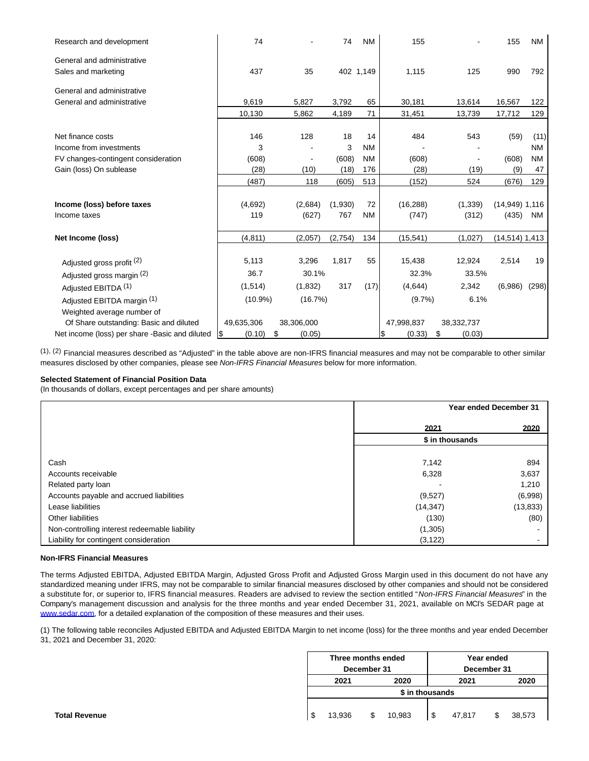| | | | | | | | | |
|---|---|---|---|---|---|---|---|---|
| Research and development | 74 | - | 74 | NM | 155 | - | 155 | NM |
| General and administrative Sales and marketing | 437 | 35 | 402 | 1,149 | 1,115 | 125 | 990 | 792 |
| General and administrative General and administrative | 9,619 | 5,827 | 3,792 | 65 | 30,181 | 13,614 | 16,567 | 122 |
| | 10,130 | 5,862 | 4,189 | 71 | 31,451 | 13,739 | 17,712 | 129 |
| Net finance costs | 146 | 128 | 18 | 14 | 484 | 543 | (59) | (11) |
| Income from investments | 3 | - | 3 | NM | - | - | | NM |
| FV changes-contingent consideration | (608) | - | (608) | NM | (608) | - | (608) | NM |
| Gain (loss) On sublease | (28) | (10) | (18) | 176 | (28) | (19) | (9) | 47 |
| | (487) | 118 | (605) | 513 | (152) | 524 | (676) | 129 |
| **Income (loss) before taxes** | (4,692) | (2,684) | (1,930) | 72 | (16,288) | (1,339) | (14,949) | 1,116 |
| Income taxes | 119 | (627) | 767 | NM | (747) | (312) | (435) | NM |
| **Net Income (loss)** | (4,811) | (2,057) | (2,754) | 134 | (15,541) | (1,027) | (14,514) | 1,413 |
| Adjusted gross profit (2) | 5,113 | 3,296 | 1,817 | 55 | 15,438 | 12,924 | 2,514 | 19 |
| Adjusted gross margin (2) | 36.7 | 30.1% | | | 32.3% | 33.5% | | |
| Adjusted EBITDA (1) | (1,514) | (1,832) | 317 | (17) | (4,644) | 2,342 | (6,986) | (298) |
| Adjusted EBITDA margin (1) | (10.9%) | (16.7%) | | | (9.7%) | 6.1% | | |
| Weighted average number of Of Share outstanding: Basic and diluted | 49,635,306 | 38,306,000 | | | 47,998,837 | 38,332,737 | | |
| Net income (loss) per share -Basic and diluted | $ (0.10) | $ (0.05) | | | $ (0.33) | $ (0.03) | | |

(1), (2) Financial measures described as "Adjusted" in the table above are non-IFRS financial measures and may not be comparable to other similar measures disclosed by other companies, please see *Non-IFRS Financial Measures* below for more information.

**Selected Statement of Financial Position Data**

(In thousands of dollars, except percentages and per share amounts)

| | Year ended December 31 | |
|---|---|---|
| | 2021 | 2020 |
| | $ in thousands | |
| Cash | 7,142 | 894 |
| Accounts receivable | 6,328 | 3,637 |
| Related party loan | - | 1,210 |
| Accounts payable and accrued liabilities | (9,527) | (6,998) |
| Lease liabilities | (14,347) | (13,833) |
| Other liabilities | (130) | (80) |
| Non-controlling interest redeemable liability | (1,305) | - |
| Liability for contingent consideration | (3,122) | - |

**Non-IFRS Financial Measures**

The terms Adjusted EBITDA, Adjusted EBITDA Margin, Adjusted Gross Profit and Adjusted Gross Margin used in this document do not have any standardized meaning under IFRS, may not be comparable to similar financial measures disclosed by other companies and should not be considered a substitute for, or superior to, IFRS financial measures. Readers are advised to review the section entitled "*Non-IFRS Financial Measures*" in the Company's management discussion and analysis for the three months and year ended December 31, 2021, available on MCI's SEDAR page at www.sedar.com, for a detailed explanation of the composition of these measures and their uses.

(1) The following table reconciles Adjusted EBITDA and Adjusted EBITDA Margin to net income (loss) for the three months and year ended December 31, 2021 and December 31, 2020:

| | Three months ended December 31 | | Year ended December 31 | |
|---|---|---|---|---|
| | 2021 | 2020 | 2021 | 2020 |
| | $ in thousands | | | |
| **Total Revenue** | $ 13,936 | $ 10,983 | $ 47,817 | $ 38,573 |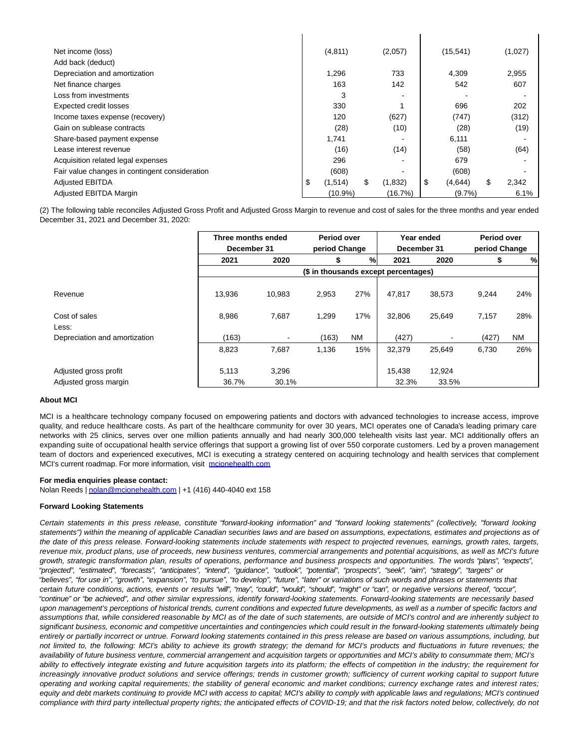| | | | | |
|---|---|---|---|---|
| Net income (loss) | (4,811) | (2,057) | (15,541) | (1,027) |
| Add back (deduct) | | | | |
| Depreciation and amortization | 1,296 | 733 | 4,309 | 2,955 |
| Net finance charges | 163 | 142 | 542 | 607 |
| Loss from investments | 3 | - | - | - |
| Expected credit losses | 330 | 1 | 696 | 202 |
| Income taxes expense (recovery) | 120 | (627) | (747) | (312) |
| Gain on sublease contracts | (28) | (10) | (28) | (19) |
| Share-based payment expense | 1,741 | - | 6,111 | - |
| Lease interest revenue | (16) | (14) | (58) | (64) |
| Acquisition related legal expenses | 296 | - | 679 | - |
| Fair value changes in contingent consideration | (608) | - | (608) | - |
| Adjusted EBITDA | $ (1,514) | $ (1,832) | $ (4,644) | $ 2,342 |
| Adjusted EBITDA Margin | (10.9%) | (16.7%) | (9.7%) | 6.1% |

(2) The following table reconciles Adjusted Gross Profit and Adjusted Gross Margin to revenue and cost of sales for the three months and year ended December 31, 2021 and December 31, 2020:

| | Three months ended December 31 | | Period over period Change | | Year ended December 31 | | Period over period Change | |
|---|---|---|---|---|---|---|---|---|
| | 2021 | 2020 | $ | % | 2021 | 2020 | $ | % |
| | ($ in thousands except percentages) | | | | | | | |
| Revenue | 13,936 | 10,983 | 2,953 | 27% | 47,817 | 38,573 | 9,244 | 24% |
| Cost of sales | 8,986 | 7,687 | 1,299 | 17% | 32,806 | 25,649 | 7,157 | 28% |
| Less: | | | | | | | | |
| Depreciation and amortization | (163) | - | (163) | NM | (427) | - | (427) | NM |
| | 8,823 | 7,687 | 1,136 | 15% | 32,379 | 25,649 | 6,730 | 26% |
| Adjusted gross profit | 5,113 | 3,296 | | | 15,438 | 12,924 | | |
| Adjusted gross margin | 36.7% | 30.1% | | | 32.3% | 33.5% | | |

**About MCI**

MCI is a healthcare technology company focused on empowering patients and doctors with advanced technologies to increase access, improve quality, and reduce healthcare costs. As part of the healthcare community for over 30 years, MCI operates one of Canada's leading primary care networks with 25 clinics, serves over one million patients annually and had nearly 300,000 telehealth visits last year. MCI additionally offers an expanding suite of occupational health service offerings that support a growing list of over 550 corporate customers. Led by a proven management team of doctors and experienced executives, MCI is executing a strategy centered on acquiring technology and health services that complement MCI's current roadmap. For more information, visit [mcionehealth.com](mcionehealth.com)

**For media enquiries please contact:**

Nolan Reeds | nolan@mcionehealth.com | +1 (416) 440-4040 ext 158

**Forward Looking Statements**

*Certain statements in this press release, constitute "forward-looking information" and "forward looking statements" (collectively, "forward looking statements") within the meaning of applicable Canadian securities laws and are based on assumptions, expectations, estimates and projections as of the date of this press release. Forward-looking statements include statements with respect to projected revenues, earnings, growth rates, targets, revenue mix, product plans, use of proceeds, new business ventures, commercial arrangements and potential acquisitions, as well as MCI's future growth, strategic transformation plan, results of operations, performance and business prospects and opportunities. The words "plans", "expects", "projected", "estimated", "forecasts", "anticipates", "intend", "guidance", "outlook", "potential", "prospects", "seek", "aim", "strategy", "targets" or "believes", "for use in", "growth", "expansion", "to pursue", "to develop", "future", "later" or variations of such words and phrases or statements that certain future conditions, actions, events or results "will", "may", "could", "would", "should", "might" or "can", or negative versions thereof, "occur", "continue" or "be achieved", and other similar expressions, identify forward-looking statements. Forward-looking statements are necessarily based upon management's perceptions of historical trends, current conditions and expected future developments, as well as a number of specific factors and assumptions that, while considered reasonable by MCI as of the date of such statements, are outside of MCI's control and are inherently subject to significant business, economic and competitive uncertainties and contingencies which could result in the forward-looking statements ultimately being entirely or partially incorrect or untrue. Forward looking statements contained in this press release are based on various assumptions, including, but not limited to, the following: MCI's ability to achieve its growth strategy; the demand for MCI's products and fluctuations in future revenues; the availability of future business venture, commercial arrangement and acquisition targets or opportunities and MCI's ability to consummate them; MCI's ability to effectively integrate existing and future acquisition targets into its platform; the effects of competition in the industry; the requirement for increasingly innovative product solutions and service offerings; trends in customer growth; sufficiency of current working capital to support future operating and working capital requirements; the stability of general economic and market conditions; currency exchange rates and interest rates; equity and debt markets continuing to provide MCI with access to capital; MCI's ability to comply with applicable laws and regulations; MCI's continued compliance with third party intellectual property rights; the anticipated effects of COVID-19; and that the risk factors noted below, collectively, do not*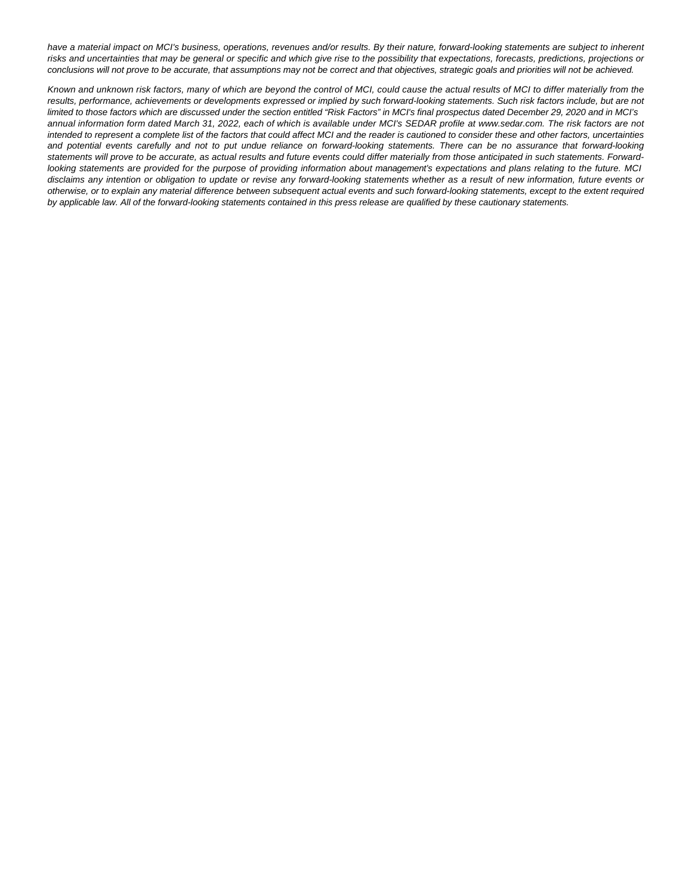*have a material impact on MCI's business, operations, revenues and/or results. By their nature, forward-looking statements are subject to inherent risks and uncertainties that may be general or specific and which give rise to the possibility that expectations, forecasts, predictions, projections or conclusions will not prove to be accurate, that assumptions may not be correct and that objectives, strategic goals and priorities will not be achieved.*

*Known and unknown risk factors, many of which are beyond the control of MCI, could cause the actual results of MCI to differ materially from the results, performance, achievements or developments expressed or implied by such forward-looking statements. Such risk factors include, but are not limited to those factors which are discussed under the section entitled "Risk Factors" in MCI's final prospectus dated December 29, 2020 and in MCI's annual information form dated March 31, 2022, each of which is available under MCI's SEDAR profile at www.sedar.com. The risk factors are not intended to represent a complete list of the factors that could affect MCI and the reader is cautioned to consider these and other factors, uncertainties and potential events carefully and not to put undue reliance on forward-looking statements. There can be no assurance that forward-looking statements will prove to be accurate, as actual results and future events could differ materially from those anticipated in such statements. Forward-looking statements are provided for the purpose of providing information about management's expectations and plans relating to the future. MCI disclaims any intention or obligation to update or revise any forward-looking statements whether as a result of new information, future events or otherwise, or to explain any material difference between subsequent actual events and such forward-looking statements, except to the extent required by applicable law. All of the forward-looking statements contained in this press release are qualified by these cautionary statements.*